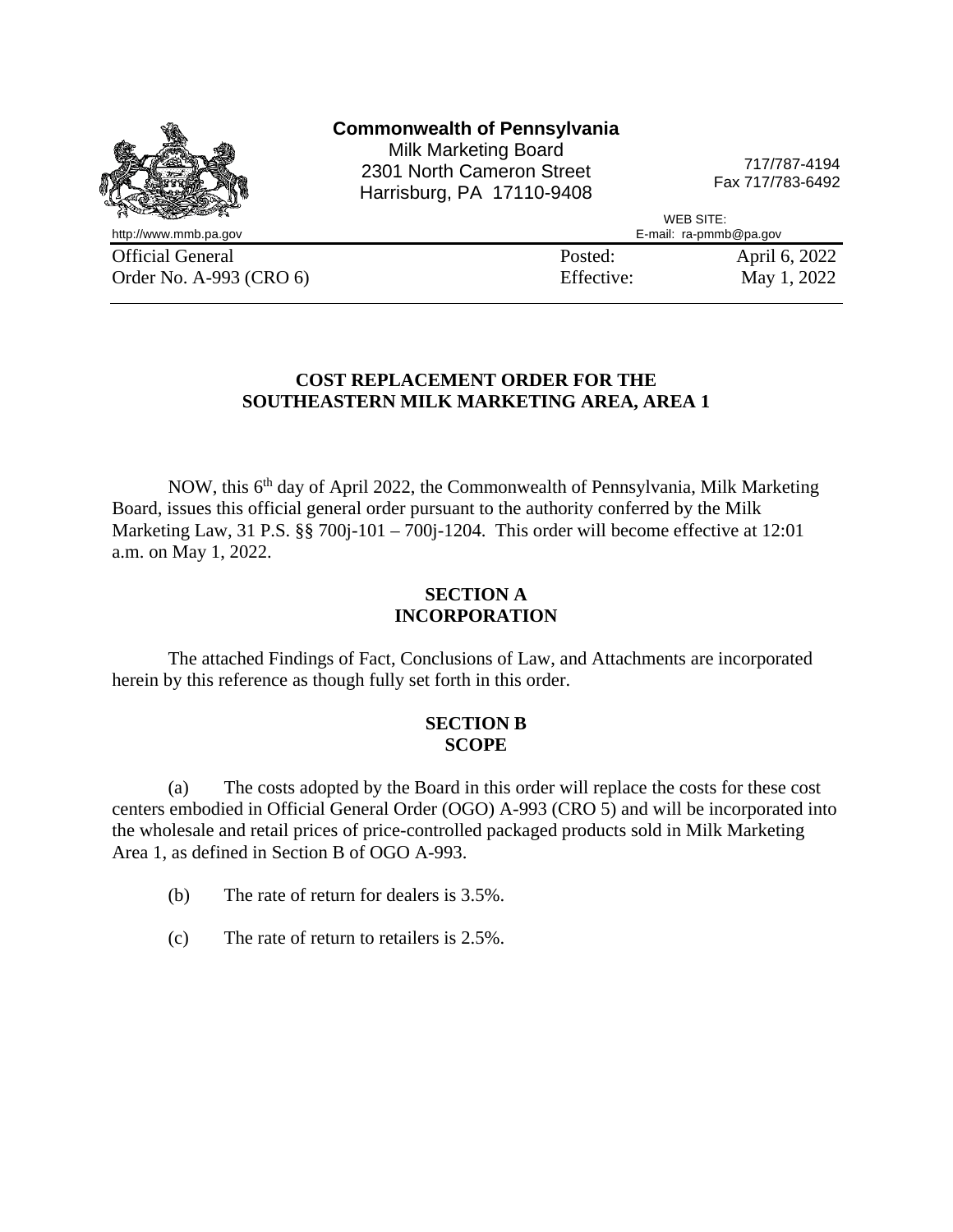**Commonwealth of Pennsylvania**
Milk Marketing Board
2301 North Cameron Street
Harrisburg, PA 17110-9408

717/787-4194
Fax 717/783-6492

http://www.mmb.pa.gov

WEB SITE:
E-mail: ra-pmmb@pa.gov

Official General
Order No. A-993 (CRO 6)

Posted: April 6, 2022
Effective: May 1, 2022

**COST REPLACEMENT ORDER FOR THE SOUTHEASTERN MILK MARKETING AREA, AREA 1**

NOW, this 6th day of April 2022, the Commonwealth of Pennsylvania, Milk Marketing Board, issues this official general order pursuant to the authority conferred by the Milk Marketing Law, 31 P.S. §§ 700j-101 – 700j-1204. This order will become effective at 12:01 a.m. on May 1, 2022.

**SECTION A**
**INCORPORATION**

The attached Findings of Fact, Conclusions of Law, and Attachments are incorporated herein by this reference as though fully set forth in this order.

**SECTION B**
**SCOPE**

(a) The costs adopted by the Board in this order will replace the costs for these cost centers embodied in Official General Order (OGO) A-993 (CRO 5) and will be incorporated into the wholesale and retail prices of price-controlled packaged products sold in Milk Marketing Area 1, as defined in Section B of OGO A-993.

(b) The rate of return for dealers is 3.5%.

(c) The rate of return to retailers is 2.5%.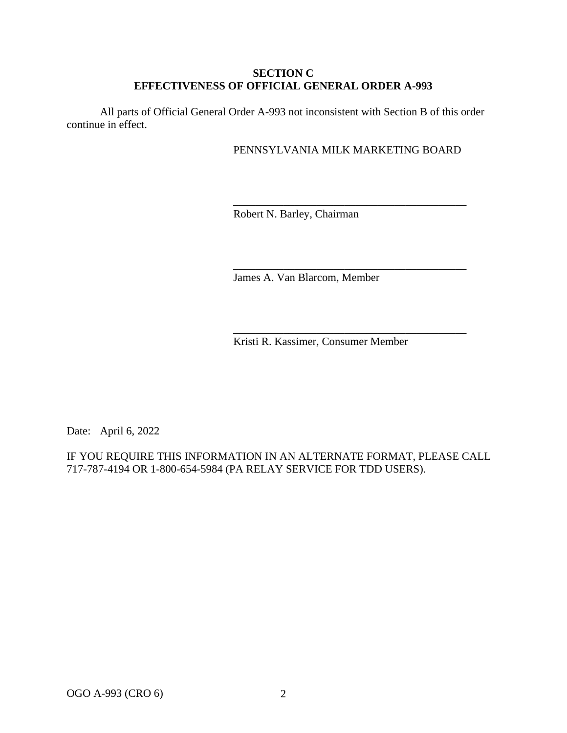**SECTION C**
**EFFECTIVENESS OF OFFICIAL GENERAL ORDER A-993**

All parts of Official General Order A-993 not inconsistent with Section B of this order continue in effect.

PENNSYLVANIA MILK MARKETING BOARD

\_\_\_\_\_\_\_\_\_\_\_\_\_\_\_\_\_\_\_\_\_\_\_\_\_\_\_\_\_\_\_\_\_\_\_\_\_\_\_\_\_\_\_

Robert N. Barley, Chairman

\_\_\_\_\_\_\_\_\_\_\_\_\_\_\_\_\_\_\_\_\_\_\_\_\_\_\_\_\_\_\_\_\_\_\_\_\_\_\_\_\_\_\_

James A. Van Blarcom, Member

\_\_\_\_\_\_\_\_\_\_\_\_\_\_\_\_\_\_\_\_\_\_\_\_\_\_\_\_\_\_\_\_\_\_\_\_\_\_\_\_\_\_\_

Kristi R. Kassimer, Consumer Member

Date: April 6, 2022

IF YOU REQUIRE THIS INFORMATION IN AN ALTERNATE FORMAT, PLEASE CALL 717-787-4194 OR 1-800-654-5984 (PA RELAY SERVICE FOR TDD USERS).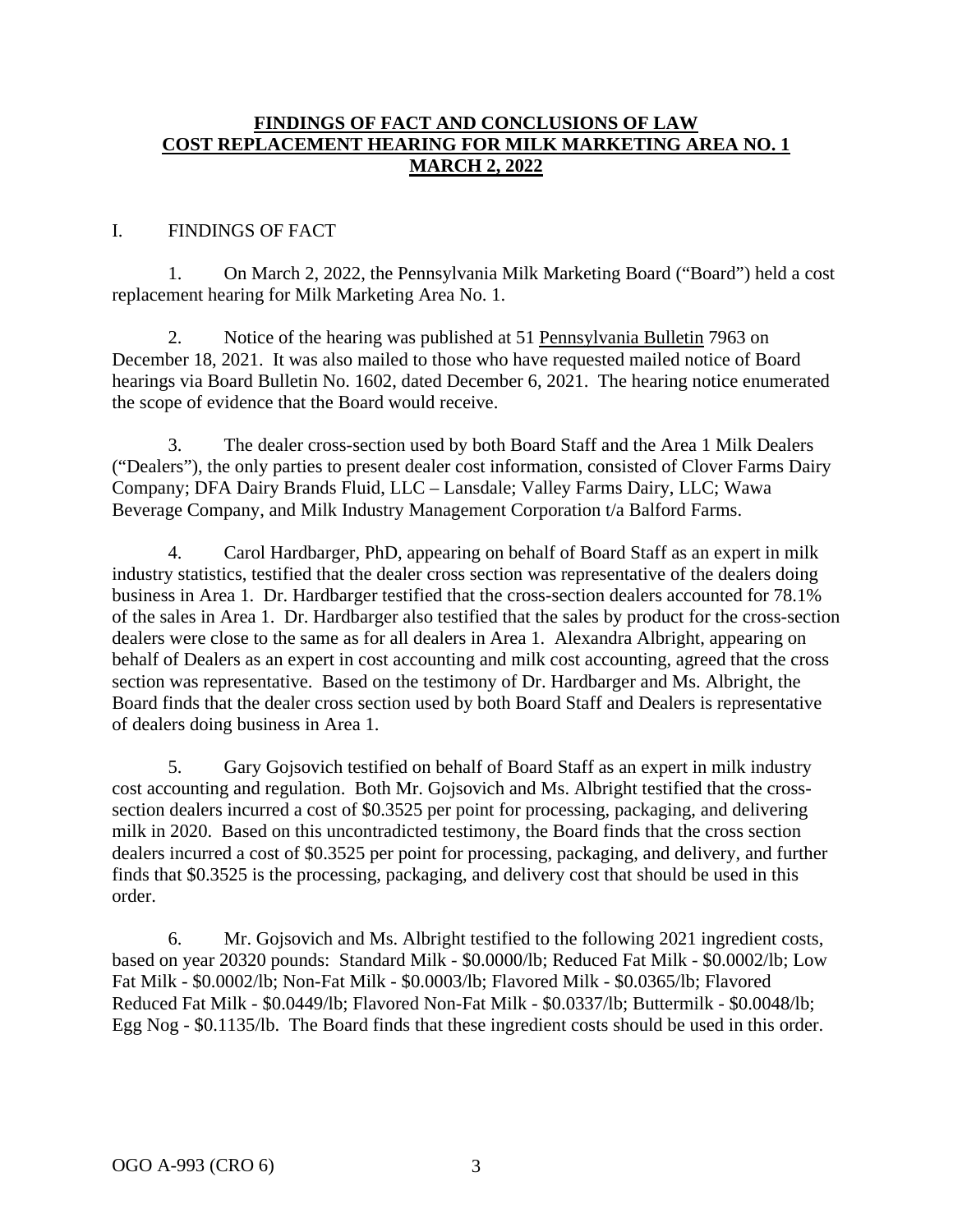**FINDINGS OF FACT AND CONCLUSIONS OF LAW**
**COST REPLACEMENT HEARING FOR MILK MARKETING AREA NO. 1**
**MARCH 2, 2022**

I. FINDINGS OF FACT

1. On March 2, 2022, the Pennsylvania Milk Marketing Board ("Board") held a cost replacement hearing for Milk Marketing Area No. 1.

2. Notice of the hearing was published at 51 Pennsylvania Bulletin 7963 on December 18, 2021. It was also mailed to those who have requested mailed notice of Board hearings via Board Bulletin No. 1602, dated December 6, 2021. The hearing notice enumerated the scope of evidence that the Board would receive.

3. The dealer cross-section used by both Board Staff and the Area 1 Milk Dealers ("Dealers"), the only parties to present dealer cost information, consisted of Clover Farms Dairy Company; DFA Dairy Brands Fluid, LLC – Lansdale; Valley Farms Dairy, LLC; Wawa Beverage Company, and Milk Industry Management Corporation t/a Balford Farms.

4. Carol Hardbarger, PhD, appearing on behalf of Board Staff as an expert in milk industry statistics, testified that the dealer cross section was representative of the dealers doing business in Area 1. Dr. Hardbarger testified that the cross-section dealers accounted for 78.1% of the sales in Area 1. Dr. Hardbarger also testified that the sales by product for the cross-section dealers were close to the same as for all dealers in Area 1. Alexandra Albright, appearing on behalf of Dealers as an expert in cost accounting and milk cost accounting, agreed that the cross section was representative. Based on the testimony of Dr. Hardbarger and Ms. Albright, the Board finds that the dealer cross section used by both Board Staff and Dealers is representative of dealers doing business in Area 1.

5. Gary Gojsovich testified on behalf of Board Staff as an expert in milk industry cost accounting and regulation. Both Mr. Gojsovich and Ms. Albright testified that the cross-section dealers incurred a cost of $0.3525 per point for processing, packaging, and delivering milk in 2020. Based on this uncontradicted testimony, the Board finds that the cross section dealers incurred a cost of $0.3525 per point for processing, packaging, and delivery, and further finds that $0.3525 is the processing, packaging, and delivery cost that should be used in this order.

6. Mr. Gojsovich and Ms. Albright testified to the following 2021 ingredient costs, based on year 20320 pounds: Standard Milk - $0.0000/lb; Reduced Fat Milk - $0.0002/lb; Low Fat Milk - $0.0002/lb; Non-Fat Milk - $0.0003/lb; Flavored Milk - $0.0365/lb; Flavored Reduced Fat Milk - $0.0449/lb; Flavored Non-Fat Milk - $0.0337/lb; Buttermilk - $0.0048/lb; Egg Nog - $0.1135/lb. The Board finds that these ingredient costs should be used in this order.

OGO A-993 (CRO 6)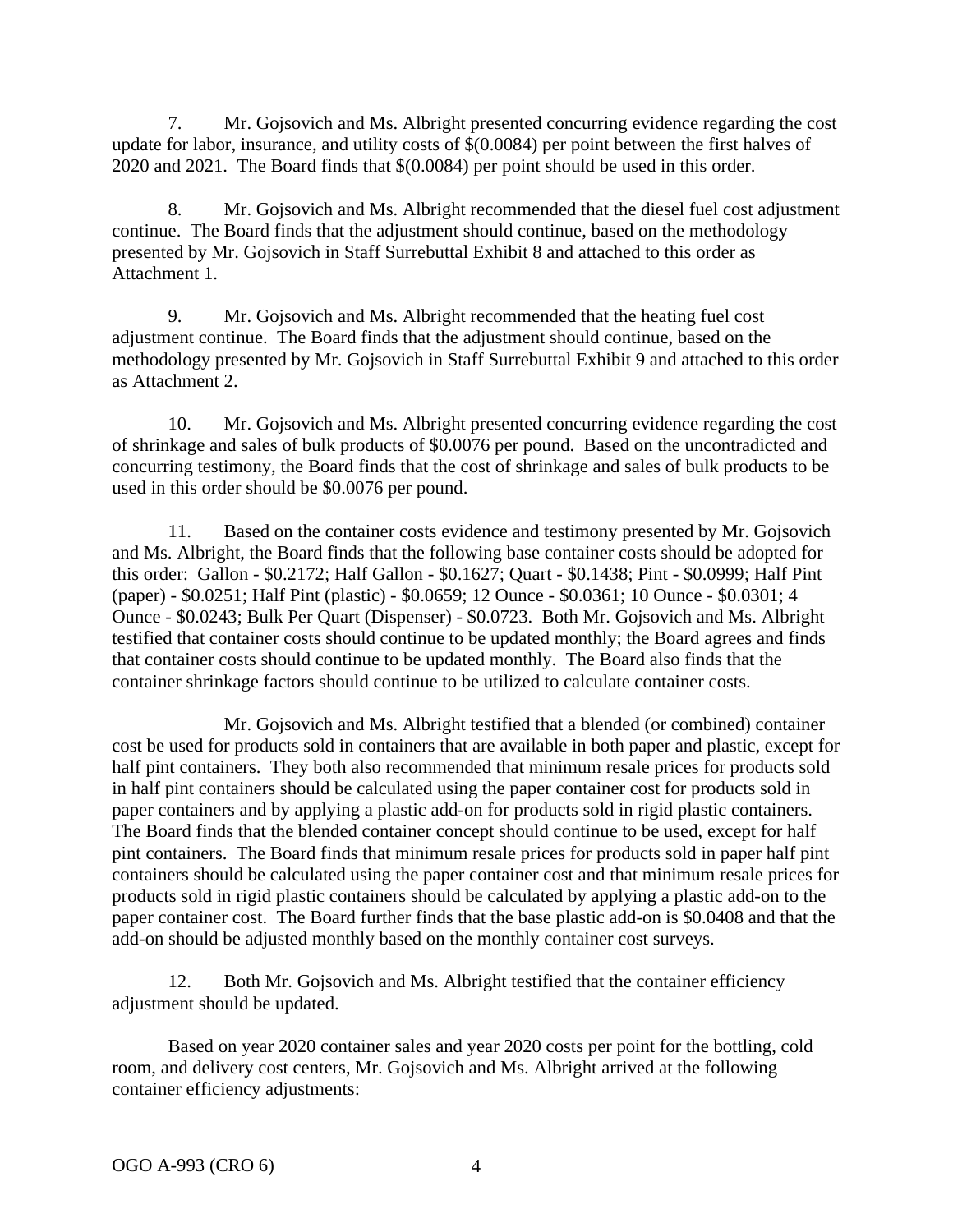7. Mr. Gojsovich and Ms. Albright presented concurring evidence regarding the cost update for labor, insurance, and utility costs of $(0.0084) per point between the first halves of 2020 and 2021. The Board finds that $(0.0084) per point should be used in this order.

8. Mr. Gojsovich and Ms. Albright recommended that the diesel fuel cost adjustment continue. The Board finds that the adjustment should continue, based on the methodology presented by Mr. Gojsovich in Staff Surrebuttal Exhibit 8 and attached to this order as Attachment 1.

9. Mr. Gojsovich and Ms. Albright recommended that the heating fuel cost adjustment continue. The Board finds that the adjustment should continue, based on the methodology presented by Mr. Gojsovich in Staff Surrebuttal Exhibit 9 and attached to this order as Attachment 2.

10. Mr. Gojsovich and Ms. Albright presented concurring evidence regarding the cost of shrinkage and sales of bulk products of $0.0076 per pound. Based on the uncontradicted and concurring testimony, the Board finds that the cost of shrinkage and sales of bulk products to be used in this order should be $0.0076 per pound.

11. Based on the container costs evidence and testimony presented by Mr. Gojsovich and Ms. Albright, the Board finds that the following base container costs should be adopted for this order: Gallon - $0.2172; Half Gallon - $0.1627; Quart - $0.1438; Pint - $0.0999; Half Pint (paper) - $0.0251; Half Pint (plastic) - $0.0659; 12 Ounce - $0.0361; 10 Ounce - $0.0301; 4 Ounce - $0.0243; Bulk Per Quart (Dispenser) - $0.0723. Both Mr. Gojsovich and Ms. Albright testified that container costs should continue to be updated monthly; the Board agrees and finds that container costs should continue to be updated monthly. The Board also finds that the container shrinkage factors should continue to be utilized to calculate container costs.

Mr. Gojsovich and Ms. Albright testified that a blended (or combined) container cost be used for products sold in containers that are available in both paper and plastic, except for half pint containers. They both also recommended that minimum resale prices for products sold in half pint containers should be calculated using the paper container cost for products sold in paper containers and by applying a plastic add-on for products sold in rigid plastic containers. The Board finds that the blended container concept should continue to be used, except for half pint containers. The Board finds that minimum resale prices for products sold in paper half pint containers should be calculated using the paper container cost and that minimum resale prices for products sold in rigid plastic containers should be calculated by applying a plastic add-on to the paper container cost. The Board further finds that the base plastic add-on is $0.0408 and that the add-on should be adjusted monthly based on the monthly container cost surveys.

12. Both Mr. Gojsovich and Ms. Albright testified that the container efficiency adjustment should be updated.

Based on year 2020 container sales and year 2020 costs per point for the bottling, cold room, and delivery cost centers, Mr. Gojsovich and Ms. Albright arrived at the following container efficiency adjustments: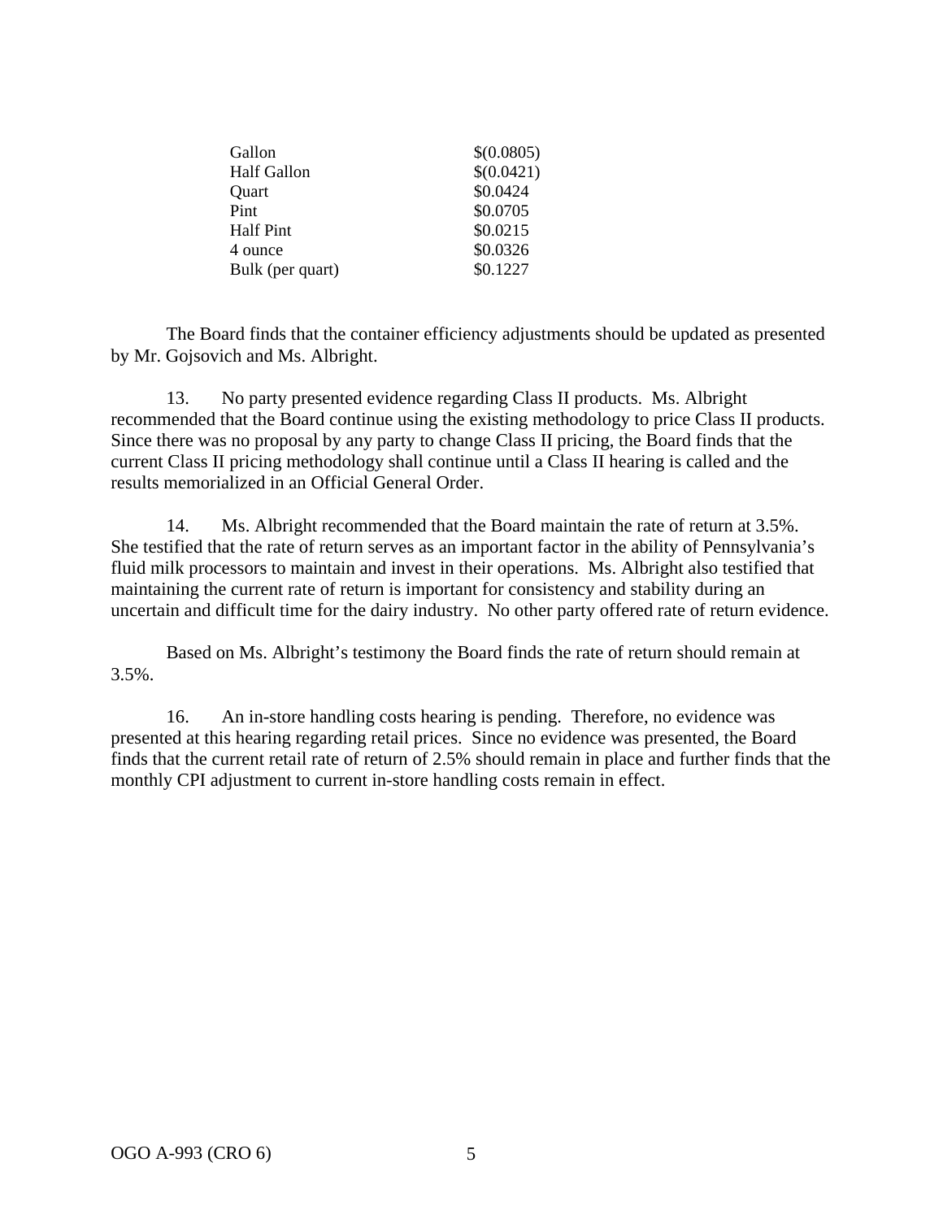| | |
|---|---|
| Gallon | $(0.0805) |
| Half Gallon | $(0.0421) |
| Quart | $0.0424 |
| Pint | $0.0705 |
| Half Pint | $0.0215 |
| 4 ounce | $0.0326 |
| Bulk (per quart) | $0.1227 |

The Board finds that the container efficiency adjustments should be updated as presented by Mr. Gojsovich and Ms. Albright.

13. No party presented evidence regarding Class II products. Ms. Albright recommended that the Board continue using the existing methodology to price Class II products. Since there was no proposal by any party to change Class II pricing, the Board finds that the current Class II pricing methodology shall continue until a Class II hearing is called and the results memorialized in an Official General Order.

14. Ms. Albright recommended that the Board maintain the rate of return at 3.5%. She testified that the rate of return serves as an important factor in the ability of Pennsylvania's fluid milk processors to maintain and invest in their operations. Ms. Albright also testified that maintaining the current rate of return is important for consistency and stability during an uncertain and difficult time for the dairy industry. No other party offered rate of return evidence.

Based on Ms. Albright's testimony the Board finds the rate of return should remain at 3.5%.

16. An in-store handling costs hearing is pending. Therefore, no evidence was presented at this hearing regarding retail prices. Since no evidence was presented, the Board finds that the current retail rate of return of 2.5% should remain in place and further finds that the monthly CPI adjustment to current in-store handling costs remain in effect.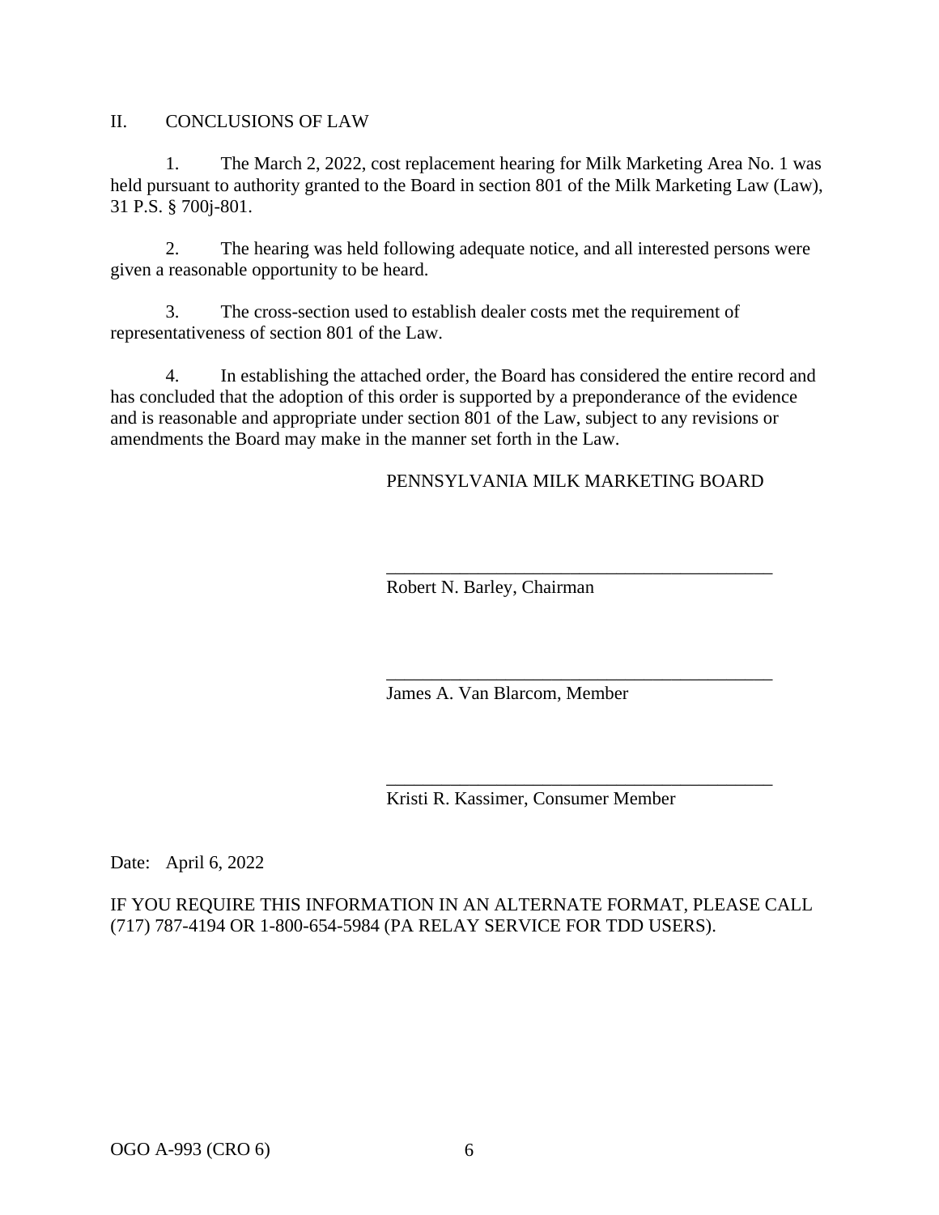## II. CONCLUSIONS OF LAW

1. The March 2, 2022, cost replacement hearing for Milk Marketing Area No. 1 was held pursuant to authority granted to the Board in section 801 of the Milk Marketing Law (Law), 31 P.S. § 700j-801.

2. The hearing was held following adequate notice, and all interested persons were given a reasonable opportunity to be heard.

3. The cross-section used to establish dealer costs met the requirement of representativeness of section 801 of the Law.

4. In establishing the attached order, the Board has considered the entire record and has concluded that the adoption of this order is supported by a preponderance of the evidence and is reasonable and appropriate under section 801 of the Law, subject to any revisions or amendments the Board may make in the manner set forth in the Law.

PENNSYLVANIA MILK MARKETING BOARD

\_\_\_\_\_\_\_\_\_\_\_\_\_\_\_\_\_\_\_\_\_\_\_\_\_\_\_\_\_\_\_\_\_\_\_\_\_\_\_\_\_\_\_
Robert N. Barley, Chairman

\_\_\_\_\_\_\_\_\_\_\_\_\_\_\_\_\_\_\_\_\_\_\_\_\_\_\_\_\_\_\_\_\_\_\_\_\_\_\_\_\_\_\_
James A. Van Blarcom, Member

\_\_\_\_\_\_\_\_\_\_\_\_\_\_\_\_\_\_\_\_\_\_\_\_\_\_\_\_\_\_\_\_\_\_\_\_\_\_\_\_\_\_\_
Kristi R. Kassimer, Consumer Member

Date: April 6, 2022

IF YOU REQUIRE THIS INFORMATION IN AN ALTERNATE FORMAT, PLEASE CALL (717) 787-4194 OR 1-800-654-5984 (PA RELAY SERVICE FOR TDD USERS).

OGO A-993 (CRO 6)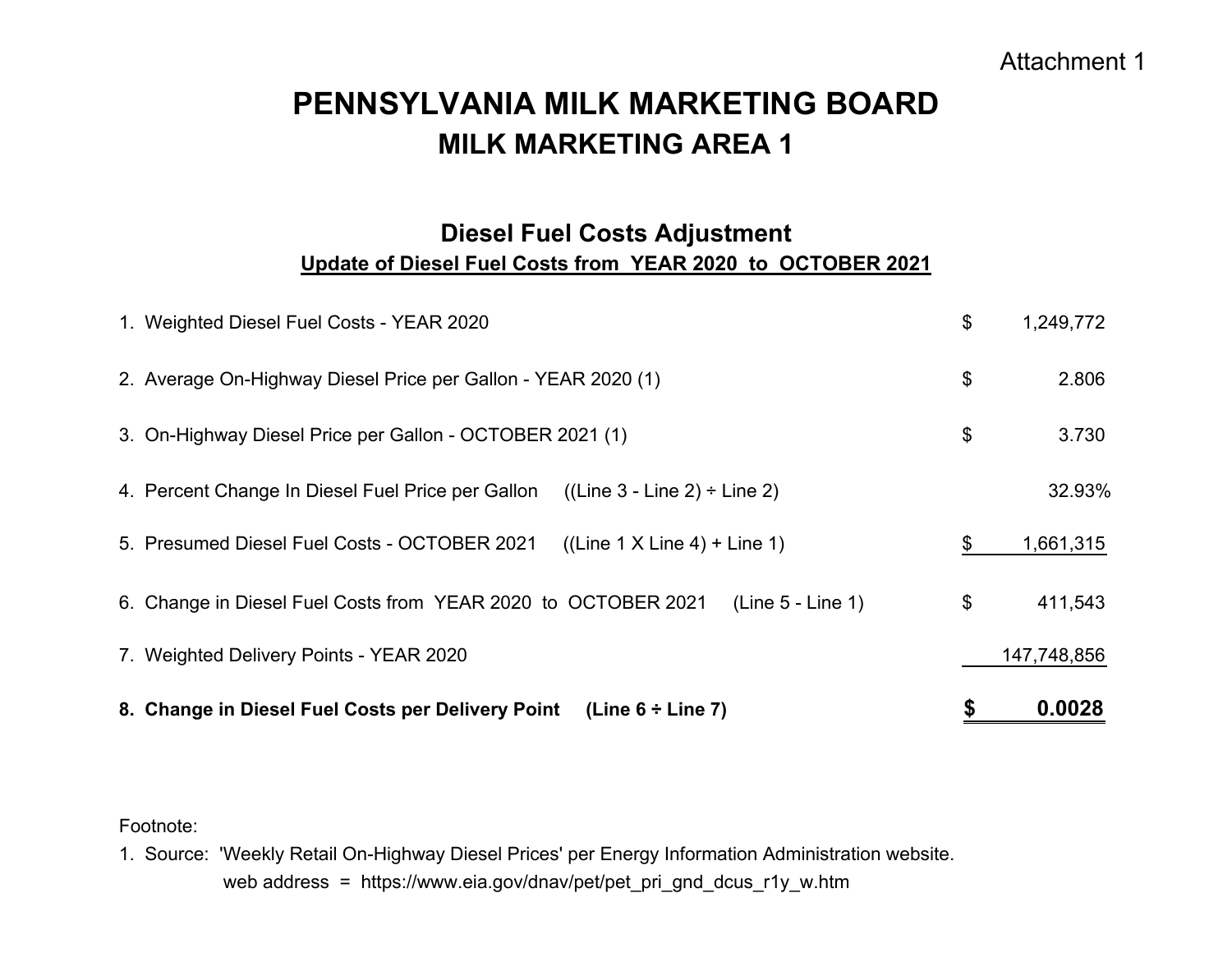Attachment 1

# PENNSYLVANIA MILK MARKETING BOARD
## MILK MARKETING AREA 1

### Diesel Fuel Costs Adjustment
**Update of Diesel Fuel Costs from YEAR 2020 to OCTOBER 2021**

| | | |
|---|---|---|
| 1. Weighted Diesel Fuel Costs - YEAR 2020 | $ | 1,249,772 |
| 2. Average On-Highway Diesel Price per Gallon - YEAR 2020 (1) | $ | 2.806 |
| 3. On-Highway Diesel Price per Gallon - OCTOBER 2021 (1) | $ | 3.730 |
| 4. Percent Change In Diesel Fuel Price per Gallon ((Line 3 - Line 2) ÷ Line 2) | | 32.93% |
| 5. Presumed Diesel Fuel Costs - OCTOBER 2021 ((Line 1 X Line 4) + Line 1) | $ | 1,661,315 |
| 6. Change in Diesel Fuel Costs from YEAR 2020 to OCTOBER 2021 (Line 5 - Line 1) | $ | 411,543 |
| 7. Weighted Delivery Points - YEAR 2020 | | 147,748,856 |
| **8. Change in Diesel Fuel Costs per Delivery Point (Line 6 ÷ Line 7)** | **$** | **0.0028** |

Footnote:

1. Source: 'Weekly Retail On-Highway Diesel Prices' per Energy Information Administration website.
   web address = https://www.eia.gov/dnav/pet/pet_pri_gnd_dcus_r1y_w.htm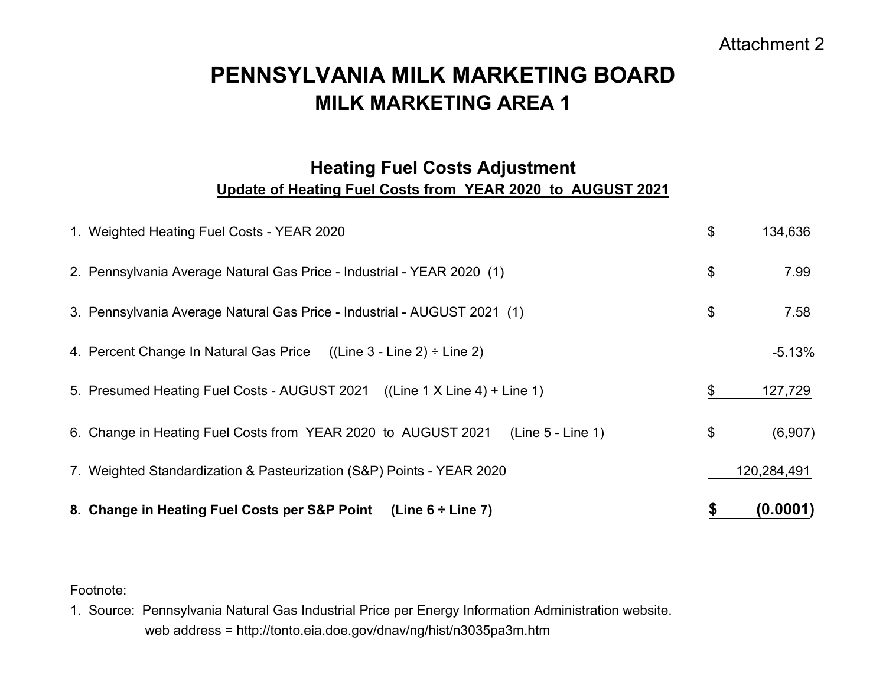Attachment 2

# PENNSYLVANIA MILK MARKETING BOARD
## MILK MARKETING AREA 1

### Heating Fuel Costs Adjustment

**Update of Heating Fuel Costs from YEAR 2020 to AUGUST 2021**

| | | |
|---|---|---|
| 1. Weighted Heating Fuel Costs - YEAR 2020 | $ | 134,636 |
| 2. Pennsylvania Average Natural Gas Price - Industrial - YEAR 2020 (1) | $ | 7.99 |
| 3. Pennsylvania Average Natural Gas Price - Industrial - AUGUST 2021 (1) | $ | 7.58 |
| 4. Percent Change In Natural Gas Price ((Line 3 - Line 2) ÷ Line 2) | | -5.13% |
| 5. Presumed Heating Fuel Costs - AUGUST 2021 ((Line 1 X Line 4) + Line 1) | $ | 127,729 |
| 6. Change in Heating Fuel Costs from YEAR 2020 to AUGUST 2021 (Line 5 - Line 1) | $ | (6,907) |
| 7. Weighted Standardization & Pasteurization (S&P) Points - YEAR 2020 | | 120,284,491 |
| **8. Change in Heating Fuel Costs per S&P Point (Line 6 ÷ Line 7)** | **$** | **(0.0001)** |

Footnote:

1. Source: Pennsylvania Natural Gas Industrial Price per Energy Information Administration website.
   web address = http://tonto.eia.doe.gov/dnav/ng/hist/n3035pa3m.htm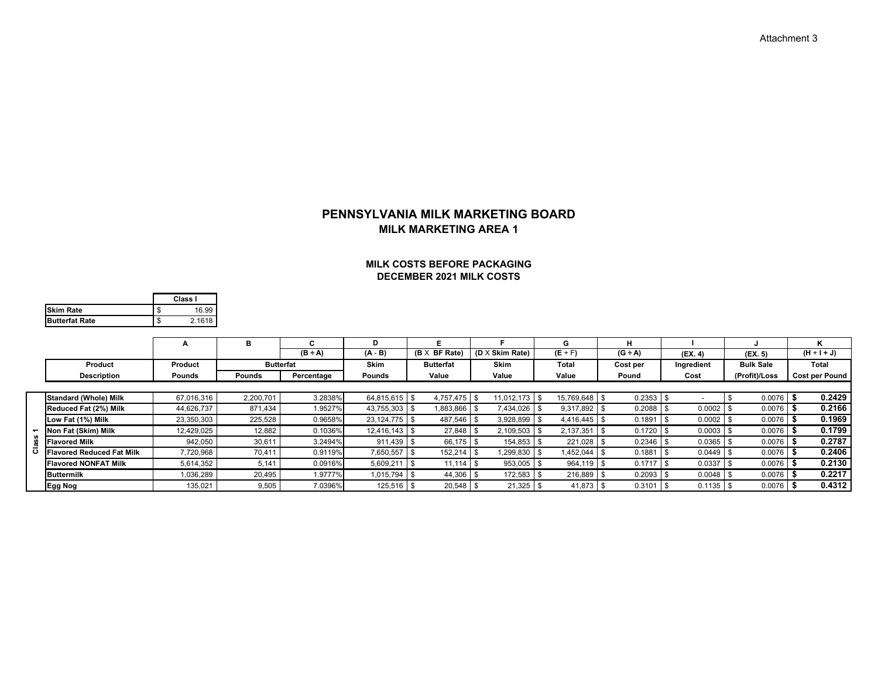Attachment 3

# PENNSYLVANIA MILK MARKETING BOARD
## MILK MARKETING AREA 1

### MILK COSTS BEFORE PACKAGING
### DECEMBER 2021 MILK COSTS

| | Class I |
|---|---|
| **Skim Rate** | $ 16.99 |
| **Butterfat Rate** | $ 2.1618 |

| | | A | B | C | D | E | F | G | H | I | J | K |
|---|---|---|---|---|---|---|---|---|---|---|---|---|
| | | | | (B ÷ A) | (A - B) | (B X BF Rate) | (D X Skim Rate) | (E + F) | (G ÷ A) | (EX. 4) | (EX. 5) | (H + I + J) |
| | **Product Description** | **Product Pounds** | **Butterfat Pounds** | **Butterfat Percentage** | **Skim Pounds** | **Butterfat Value** | **Skim Value** | **Total Value** | **Cost per Pound** | **Ingredient Cost** | **Bulk Sale (Profit)/Loss** | **Total Cost per Pound** |
| Class 1 | **Standard (Whole) Milk** | 67,016,316 | 2,200,701 | 3.2838% | 64,815,615 | $ 4,757,475 | $ 11,012,173 | $ 15,769,648 | $ 0.2353 | $ - | $ 0.0076 | **$ 0.2429** |
| | **Reduced Fat (2%) Milk** | 44,626,737 | 871,434 | 1.9527% | 43,755,303 | $ 1,883,866 | $ 7,434,026 | $ 9,317,892 | $ 0.2088 | $ 0.0002 | $ 0.0076 | **$ 0.2166** |
| | **Low Fat (1%) Milk** | 23,350,303 | 225,528 | 0.9658% | 23,124,775 | $ 487,546 | $ 3,928,899 | $ 4,416,445 | $ 0.1891 | $ 0.0002 | $ 0.0076 | **$ 0.1969** |
| | **Non Fat (Skim) Milk** | 12,429,025 | 12,882 | 0.1036% | 12,416,143 | $ 27,848 | $ 2,109,503 | $ 2,137,351 | $ 0.1720 | $ 0.0003 | $ 0.0076 | **$ 0.1799** |
| | **Flavored Milk** | 942,050 | 30,611 | 3.2494% | 911,439 | $ 66,175 | $ 154,853 | $ 221,028 | $ 0.2346 | $ 0.0365 | $ 0.0076 | **$ 0.2787** |
| | **Flavored Reduced Fat Milk** | 7,720,968 | 70,411 | 0.9119% | 7,650,557 | $ 152,214 | $ 1,299,830 | $ 1,452,044 | $ 0.1881 | $ 0.0449 | $ 0.0076 | **$ 0.2406** |
| | **Flavored NONFAT Milk** | 5,614,352 | 5,141 | 0.0916% | 5,609,211 | $ 11,114 | $ 953,005 | $ 964,119 | $ 0.1717 | $ 0.0337 | $ 0.0076 | **$ 0.2130** |
| | **Buttermilk** | 1,036,289 | 20,495 | 1.9777% | 1,015,794 | $ 44,306 | $ 172,583 | $ 216,889 | $ 0.2093 | $ 0.0048 | $ 0.0076 | **$ 0.2217** |
| | **Egg Nog** | 135,021 | 9,505 | 7.0396% | 125,516 | $ 20,548 | $ 21,325 | $ 41,873 | $ 0.3101 | $ 0.1135 | $ 0.0076 | **$ 0.4312** |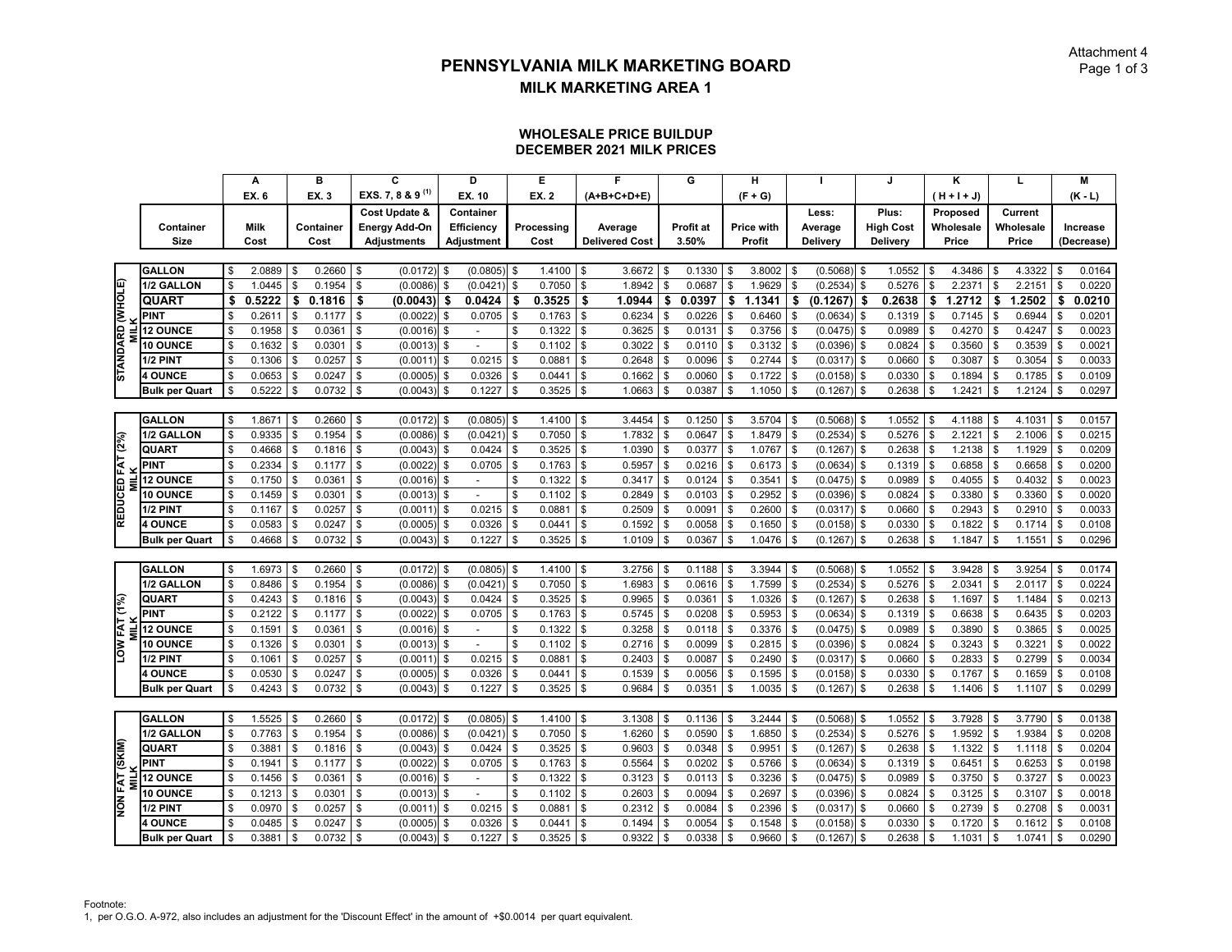Attachment 4

# PENNSYLVANIA MILK MARKETING BOARD

## MILK MARKETING AREA 1

### WHOLESALE PRICE BUILDUP
### DECEMBER 2021 MILK PRICES

| | | A | B | C | D | E | F | G | H | I | J | K | L | M |
|---|---|---|---|---|---|---|---|---|---|---|---|---|---|---|
| | | EX. 6 | EX. 3 | EXS. 7, 8 & 9 (1) | EX. 10 | EX. 2 | (A+B+C+D+E) | | (F + G) | | | ( H + I + J) | | (K - L) |
| | Container Size | Milk Cost | Container Cost | Cost Update & Energy Add-On Adjustments | Container Efficiency Adjustment | Processing Cost | Average Delivered Cost | Profit at 3.50% | Price with Profit | Less: Average Delivery | Plus: High Cost Delivery | Proposed Wholesale Price | Current Wholesale Price | Increase (Decrease) |
| STANDARD (WHOLE) MILK | GALLON | $ 2.0889 | $ 0.2660 | $ (0.0172) | $ (0.0805) | $ 1.4100 | $ 3.6672 | $ 0.1330 | $ 3.8002 | $ (0.5068) | $ 1.0552 | $ 4.3486 | $ 4.3322 | $ 0.0164 |
| | 1/2 GALLON | $ 1.0445 | $ 0.1954 | $ (0.0086) | $ (0.0421) | $ 0.7050 | $ 1.8942 | $ 0.0687 | $ 1.9629 | $ (0.2534) | $ 0.5276 | $ 2.2371 | $ 2.2151 | $ 0.0220 |
| | **QUART** | **$ 0.5222** | **$ 0.1816** | **$ (0.0043)** | **$ 0.0424** | **$ 0.3525** | **$ 1.0944** | **$ 0.0397** | **$ 1.1341** | **$ (0.1267)** | **$ 0.2638** | **$ 1.2712** | **$ 1.2502** | **$ 0.0210** |
| | PINT | $ 0.2611 | $ 0.1177 | $ (0.0022) | $ 0.0705 | $ 0.1763 | $ 0.6234 | $ 0.0226 | $ 0.6460 | $ (0.0634) | $ 0.1319 | $ 0.7145 | $ 0.6944 | $ 0.0201 |
| | 12 OUNCE | $ 0.1958 | $ 0.0361 | $ (0.0016) | $ - | $ 0.1322 | $ 0.3625 | $ 0.0131 | $ 0.3756 | $ (0.0475) | $ 0.0989 | $ 0.4270 | $ 0.4247 | $ 0.0023 |
| | 10 OUNCE | $ 0.1632 | $ 0.0301 | $ (0.0013) | $ - | $ 0.1102 | $ 0.3022 | $ 0.0110 | $ 0.3132 | $ (0.0396) | $ 0.0824 | $ 0.3560 | $ 0.3539 | $ 0.0021 |
| | 1/2 PINT | $ 0.1306 | $ 0.0257 | $ (0.0011) | $ 0.0215 | $ 0.0881 | $ 0.2648 | $ 0.0096 | $ 0.2744 | $ (0.0317) | $ 0.0660 | $ 0.3087 | $ 0.3054 | $ 0.0033 |
| | 4 OUNCE | $ 0.0653 | $ 0.0247 | $ (0.0005) | $ 0.0326 | $ 0.0441 | $ 0.1662 | $ 0.0060 | $ 0.1722 | $ (0.0158) | $ 0.0330 | $ 0.1894 | $ 0.1785 | $ 0.0109 |
| | Bulk per Quart | $ 0.5222 | $ 0.0732 | $ (0.0043) | $ 0.1227 | $ 0.3525 | $ 1.0663 | $ 0.0387 | $ 1.1050 | $ (0.1267) | $ 0.2638 | $ 1.2421 | $ 1.2124 | $ 0.0297 |
| REDUCED FAT (2%) MILK | GALLON | $ 1.8671 | $ 0.2660 | $ (0.0172) | $ (0.0805) | $ 1.4100 | $ 3.4454 | $ 0.1250 | $ 3.5704 | $ (0.5068) | $ 1.0552 | $ 4.1188 | $ 4.1031 | $ 0.0157 |
| | 1/2 GALLON | $ 0.9335 | $ 0.1954 | $ (0.0086) | $ (0.0421) | $ 0.7050 | $ 1.7832 | $ 0.0647 | $ 1.8479 | $ (0.2534) | $ 0.5276 | $ 2.1221 | $ 2.1006 | $ 0.0215 |
| | QUART | $ 0.4668 | $ 0.1816 | $ (0.0043) | $ 0.0424 | $ 0.3525 | $ 1.0390 | $ 0.0377 | $ 1.0767 | $ (0.1267) | $ 0.2638 | $ 1.2138 | $ 1.1929 | $ 0.0209 |
| | PINT | $ 0.2334 | $ 0.1177 | $ (0.0022) | $ 0.0705 | $ 0.1763 | $ 0.5957 | $ 0.0216 | $ 0.6173 | $ (0.0634) | $ 0.1319 | $ 0.6858 | $ 0.6658 | $ 0.0200 |
| | 12 OUNCE | $ 0.1750 | $ 0.0361 | $ (0.0016) | $ - | $ 0.1322 | $ 0.3417 | $ 0.0124 | $ 0.3541 | $ (0.0475) | $ 0.0989 | $ 0.4055 | $ 0.4032 | $ 0.0023 |
| | 10 OUNCE | $ 0.1459 | $ 0.0301 | $ (0.0013) | $ - | $ 0.1102 | $ 0.2849 | $ 0.0103 | $ 0.2952 | $ (0.0396) | $ 0.0824 | $ 0.3380 | $ 0.3360 | $ 0.0020 |
| | 1/2 PINT | $ 0.1167 | $ 0.0257 | $ (0.0011) | $ 0.0215 | $ 0.0881 | $ 0.2509 | $ 0.0091 | $ 0.2600 | $ (0.0317) | $ 0.0660 | $ 0.2943 | $ 0.2910 | $ 0.0033 |
| | 4 OUNCE | $ 0.0583 | $ 0.0247 | $ (0.0005) | $ 0.0326 | $ 0.0441 | $ 0.1592 | $ 0.0058 | $ 0.1650 | $ (0.0158) | $ 0.0330 | $ 0.1822 | $ 0.1714 | $ 0.0108 |
| | Bulk per Quart | $ 0.4668 | $ 0.0732 | $ (0.0043) | $ 0.1227 | $ 0.3525 | $ 1.0109 | $ 0.0367 | $ 1.0476 | $ (0.1267) | $ 0.2638 | $ 1.1847 | $ 1.1551 | $ 0.0296 |
| LOW FAT (1%) MILK | GALLON | $ 1.6973 | $ 0.2660 | $ (0.0172) | $ (0.0805) | $ 1.4100 | $ 3.2756 | $ 0.1188 | $ 3.3944 | $ (0.5068) | $ 1.0552 | $ 3.9428 | $ 3.9254 | $ 0.0174 |
| | 1/2 GALLON | $ 0.8486 | $ 0.1954 | $ (0.0086) | $ (0.0421) | $ 0.7050 | $ 1.6983 | $ 0.0616 | $ 1.7599 | $ (0.2534) | $ 0.5276 | $ 2.0341 | $ 2.0117 | $ 0.0224 |
| | QUART | $ 0.4243 | $ 0.1816 | $ (0.0043) | $ 0.0424 | $ 0.3525 | $ 0.9965 | $ 0.0361 | $ 1.0326 | $ (0.1267) | $ 0.2638 | $ 1.1697 | $ 1.1484 | $ 0.0213 |
| | PINT | $ 0.2122 | $ 0.1177 | $ (0.0022) | $ 0.0705 | $ 0.1763 | $ 0.5745 | $ 0.0208 | $ 0.5953 | $ (0.0634) | $ 0.1319 | $ 0.6638 | $ 0.6435 | $ 0.0203 |
| | 12 OUNCE | $ 0.1591 | $ 0.0361 | $ (0.0016) | $ - | $ 0.1322 | $ 0.3258 | $ 0.0118 | $ 0.3376 | $ (0.0475) | $ 0.0989 | $ 0.3890 | $ 0.3865 | $ 0.0025 |
| | 10 OUNCE | $ 0.1326 | $ 0.0301 | $ (0.0013) | $ - | $ 0.1102 | $ 0.2716 | $ 0.0099 | $ 0.2815 | $ (0.0396) | $ 0.0824 | $ 0.3243 | $ 0.3221 | $ 0.0022 |
| | 1/2 PINT | $ 0.1061 | $ 0.0257 | $ (0.0011) | $ 0.0215 | $ 0.0881 | $ 0.2403 | $ 0.0087 | $ 0.2490 | $ (0.0317) | $ 0.0660 | $ 0.2833 | $ 0.2799 | $ 0.0034 |
| | 4 OUNCE | $ 0.0530 | $ 0.0247 | $ (0.0005) | $ 0.0326 | $ 0.0441 | $ 0.1539 | $ 0.0056 | $ 0.1595 | $ (0.0158) | $ 0.0330 | $ 0.1767 | $ 0.1659 | $ 0.0108 |
| | Bulk per Quart | $ 0.4243 | $ 0.0732 | $ (0.0043) | $ 0.1227 | $ 0.3525 | $ 0.9684 | $ 0.0351 | $ 1.0035 | $ (0.1267) | $ 0.2638 | $ 1.1406 | $ 1.1107 | $ 0.0299 |
| NON FAT (SKIM) MILK | GALLON | $ 1.5525 | $ 0.2660 | $ (0.0172) | $ (0.0805) | $ 1.4100 | $ 3.1308 | $ 0.1136 | $ 3.2444 | $ (0.5068) | $ 1.0552 | $ 3.7928 | $ 3.7790 | $ 0.0138 |
| | 1/2 GALLON | $ 0.7763 | $ 0.1954 | $ (0.0086) | $ (0.0421) | $ 0.7050 | $ 1.6260 | $ 0.0590 | $ 1.6850 | $ (0.2534) | $ 0.5276 | $ 1.9592 | $ 1.9384 | $ 0.0208 |
| | QUART | $ 0.3881 | $ 0.1816 | $ (0.0043) | $ 0.0424 | $ 0.3525 | $ 0.9603 | $ 0.0348 | $ 0.9951 | $ (0.1267) | $ 0.2638 | $ 1.1322 | $ 1.1118 | $ 0.0204 |
| | PINT | $ 0.1941 | $ 0.1177 | $ (0.0022) | $ 0.0705 | $ 0.1763 | $ 0.5564 | $ 0.0202 | $ 0.5766 | $ (0.0634) | $ 0.1319 | $ 0.6451 | $ 0.6253 | $ 0.0198 |
| | 12 OUNCE | $ 0.1456 | $ 0.0361 | $ (0.0016) | $ - | $ 0.1322 | $ 0.3123 | $ 0.0113 | $ 0.3236 | $ (0.0475) | $ 0.0989 | $ 0.3750 | $ 0.3727 | $ 0.0023 |
| | 10 OUNCE | $ 0.1213 | $ 0.0301 | $ (0.0013) | $ - | $ 0.1102 | $ 0.2603 | $ 0.0094 | $ 0.2697 | $ (0.0396) | $ 0.0824 | $ 0.3125 | $ 0.3107 | $ 0.0018 |
| | 1/2 PINT | $ 0.0970 | $ 0.0257 | $ (0.0011) | $ 0.0215 | $ 0.0881 | $ 0.2312 | $ 0.0084 | $ 0.2396 | $ (0.0317) | $ 0.0660 | $ 0.2739 | $ 0.2708 | $ 0.0031 |
| | 4 OUNCE | $ 0.0485 | $ 0.0247 | $ (0.0005) | $ 0.0326 | $ 0.0441 | $ 0.1494 | $ 0.0054 | $ 0.1548 | $ (0.0158) | $ 0.0330 | $ 0.1720 | $ 0.1612 | $ 0.0108 |
| | Bulk per Quart | $ 0.3881 | $ 0.0732 | $ (0.0043) | $ 0.1227 | $ 0.3525 | $ 0.9322 | $ 0.0338 | $ 0.9660 | $ (0.1267) | $ 0.2638 | $ 1.1031 | $ 1.0741 | $ 0.0290 |

Footnote:
1, per O.G.O. A-972, also includes an adjustment for the 'Discount Effect' in the amount of +$0.0014 per quart equivalent.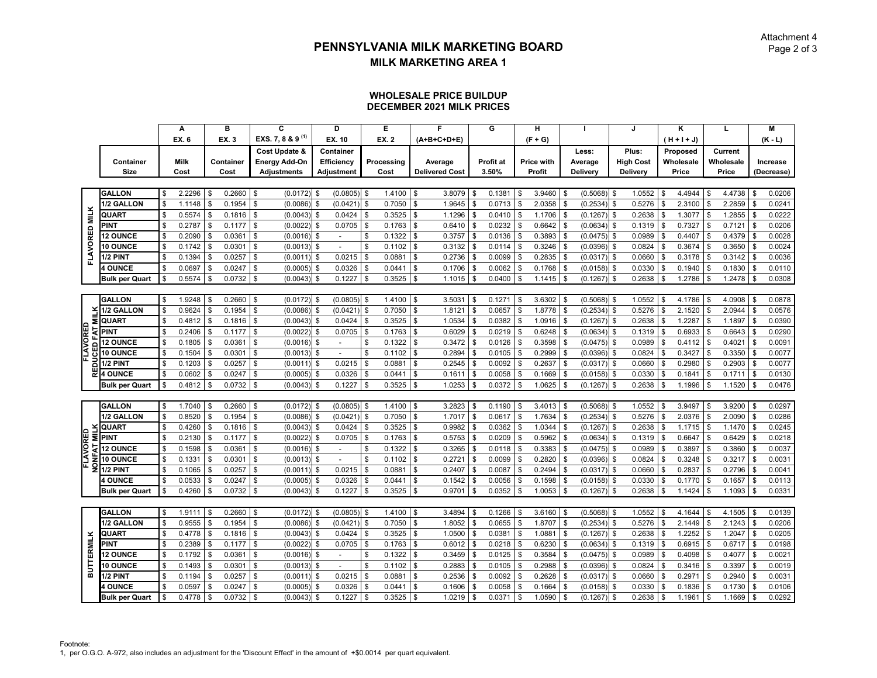Attachment 4
Page 2 of 3

# PENNSYLVANIA MILK MARKETING BOARD

## MILK MARKETING AREA 1

### WHOLESALE PRICE BUILDUP
### DECEMBER 2021 MILK PRICES

| | | A | B | C | D | E | F | G | H | I | J | K | L | M |
|---|---|---|---|---|---|---|---|---|---|---|---|---|---|---|
| | | EX. 6 | EX. 3 | EXS. 7, 8 & 9 (1) | EX. 10 | EX. 2 | (A+B+C+D+E) | | (F + G) | | | ( H + I + J) | | (K - L) |
| | Container Size | Milk Cost | Container Cost | Cost Update & Energy Add-On Adjustments | Container Efficiency Adjustment | Processing Cost | Average Delivered Cost | Profit at 3.50% | Price with Profit | Less: Average Delivery | Plus: High Cost Delivery | Proposed Wholesale Price | Current Wholesale Price | Increase (Decrease) |
| FLAVORED MILK | GALLON | $ 2.2296 | $ 0.2660 | $ (0.0172) | $ (0.0805) | $ 1.4100 | $ 3.8079 | $ 0.1381 | $ 3.9460 | $ (0.5068) | $ 1.0552 | $ 4.4944 | $ 4.4738 | $ 0.0206 |
| | 1/2 GALLON | $ 1.1148 | $ 0.1954 | $ (0.0086) | $ (0.0421) | $ 0.7050 | $ 1.9645 | $ 0.0713 | $ 2.0358 | $ (0.2534) | $ 0.5276 | $ 2.3100 | $ 2.2859 | $ 0.0241 |
| | QUART | $ 0.5574 | $ 0.1816 | $ (0.0043) | $ 0.0424 | $ 0.3525 | $ 1.1296 | $ 0.0410 | $ 1.1706 | $ (0.1267) | $ 0.2638 | $ 1.3077 | $ 1.2855 | $ 0.0222 |
| | PINT | $ 0.2787 | $ 0.1177 | $ (0.0022) | $ 0.0705 | $ 0.1763 | $ 0.6410 | $ 0.0232 | $ 0.6642 | $ (0.0634) | $ 0.1319 | $ 0.7327 | $ 0.7121 | $ 0.0206 |
| | 12 OUNCE | $ 0.2090 | $ 0.0361 | $ (0.0016) | $ - | $ 0.1322 | $ 0.3757 | $ 0.0136 | $ 0.3893 | $ (0.0475) | $ 0.0989 | $ 0.4407 | $ 0.4379 | $ 0.0028 |
| | 10 OUNCE | $ 0.1742 | $ 0.0301 | $ (0.0013) | $ - | $ 0.1102 | $ 0.3132 | $ 0.0114 | $ 0.3246 | $ (0.0396) | $ 0.0824 | $ 0.3674 | $ 0.3650 | $ 0.0024 |
| | 1/2 PINT | $ 0.1394 | $ 0.0257 | $ (0.0011) | $ 0.0215 | $ 0.0881 | $ 0.2736 | $ 0.0099 | $ 0.2835 | $ (0.0317) | $ 0.0660 | $ 0.3178 | $ 0.3142 | $ 0.0036 |
| | 4 OUNCE | $ 0.0697 | $ 0.0247 | $ (0.0005) | $ 0.0326 | $ 0.0441 | $ 0.1706 | $ 0.0062 | $ 0.1768 | $ (0.0158) | $ 0.0330 | $ 0.1940 | $ 0.1830 | $ 0.0110 |
| | Bulk per Quart | $ 0.5574 | $ 0.0732 | $ (0.0043) | $ 0.1227 | $ 0.3525 | $ 1.1015 | $ 0.0400 | $ 1.1415 | $ (0.1267) | $ 0.2638 | $ 1.2786 | $ 1.2478 | $ 0.0308 |
| FLAVORED REDUCED FAT MILK | GALLON | $ 1.9248 | $ 0.2660 | $ (0.0172) | $ (0.0805) | $ 1.4100 | $ 3.5031 | $ 0.1271 | $ 3.6302 | $ (0.5068) | $ 1.0552 | $ 4.1786 | $ 4.0908 | $ 0.0878 |
| | 1/2 GALLON | $ 0.9624 | $ 0.1954 | $ (0.0086) | $ (0.0421) | $ 0.7050 | $ 1.8121 | $ 0.0657 | $ 1.8778 | $ (0.2534) | $ 0.5276 | $ 2.1520 | $ 2.0944 | $ 0.0576 |
| | QUART | $ 0.4812 | $ 0.1816 | $ (0.0043) | $ 0.0424 | $ 0.3525 | $ 1.0534 | $ 0.0382 | $ 1.0916 | $ (0.1267) | $ 0.2638 | $ 1.2287 | $ 1.1897 | $ 0.0390 |
| | PINT | $ 0.2406 | $ 0.1177 | $ (0.0022) | $ 0.0705 | $ 0.1763 | $ 0.6029 | $ 0.0219 | $ 0.6248 | $ (0.0634) | $ 0.1319 | $ 0.6933 | $ 0.6643 | $ 0.0290 |
| | 12 OUNCE | $ 0.1805 | $ 0.0361 | $ (0.0016) | $ - | $ 0.1322 | $ 0.3472 | $ 0.0126 | $ 0.3598 | $ (0.0475) | $ 0.0989 | $ 0.4112 | $ 0.4021 | $ 0.0091 |
| | 10 OUNCE | $ 0.1504 | $ 0.0301 | $ (0.0013) | $ - | $ 0.1102 | $ 0.2894 | $ 0.0105 | $ 0.2999 | $ (0.0396) | $ 0.0824 | $ 0.3427 | $ 0.3350 | $ 0.0077 |
| | 1/2 PINT | $ 0.1203 | $ 0.0257 | $ (0.0011) | $ 0.0215 | $ 0.0881 | $ 0.2545 | $ 0.0092 | $ 0.2637 | $ (0.0317) | $ 0.0660 | $ 0.2980 | $ 0.2903 | $ 0.0077 |
| | 4 OUNCE | $ 0.0602 | $ 0.0247 | $ (0.0005) | $ 0.0326 | $ 0.0441 | $ 0.1611 | $ 0.0058 | $ 0.1669 | $ (0.0158) | $ 0.0330 | $ 0.1841 | $ 0.1711 | $ 0.0130 |
| | Bulk per Quart | $ 0.4812 | $ 0.0732 | $ (0.0043) | $ 0.1227 | $ 0.3525 | $ 1.0253 | $ 0.0372 | $ 1.0625 | $ (0.1267) | $ 0.2638 | $ 1.1996 | $ 1.1520 | $ 0.0476 |
| FLAVORED NONFAT MILK | GALLON | $ 1.7040 | $ 0.2660 | $ (0.0172) | $ (0.0805) | $ 1.4100 | $ 3.2823 | $ 0.1190 | $ 3.4013 | $ (0.5068) | $ 1.0552 | $ 3.9497 | $ 3.9200 | $ 0.0297 |
| | 1/2 GALLON | $ 0.8520 | $ 0.1954 | $ (0.0086) | $ (0.0421) | $ 0.7050 | $ 1.7017 | $ 0.0617 | $ 1.7634 | $ (0.2534) | $ 0.5276 | $ 2.0376 | $ 2.0090 | $ 0.0286 |
| | QUART | $ 0.4260 | $ 0.1816 | $ (0.0043) | $ 0.0424 | $ 0.3525 | $ 0.9982 | $ 0.0362 | $ 1.0344 | $ (0.1267) | $ 0.2638 | $ 1.1715 | $ 1.1470 | $ 0.0245 |
| | PINT | $ 0.2130 | $ 0.1177 | $ (0.0022) | $ 0.0705 | $ 0.1763 | $ 0.5753 | $ 0.0209 | $ 0.5962 | $ (0.0634) | $ 0.1319 | $ 0.6647 | $ 0.6429 | $ 0.0218 |
| | 12 OUNCE | $ 0.1598 | $ 0.0361 | $ (0.0016) | $ - | $ 0.1322 | $ 0.3265 | $ 0.0118 | $ 0.3383 | $ (0.0475) | $ 0.0989 | $ 0.3897 | $ 0.3860 | $ 0.0037 |
| | 10 OUNCE | $ 0.1331 | $ 0.0301 | $ (0.0013) | $ - | $ 0.1102 | $ 0.2721 | $ 0.0099 | $ 0.2820 | $ (0.0396) | $ 0.0824 | $ 0.3248 | $ 0.3217 | $ 0.0031 |
| | 1/2 PINT | $ 0.1065 | $ 0.0257 | $ (0.0011) | $ 0.0215 | $ 0.0881 | $ 0.2407 | $ 0.0087 | $ 0.2494 | $ (0.0317) | $ 0.0660 | $ 0.2837 | $ 0.2796 | $ 0.0041 |
| | 4 OUNCE | $ 0.0533 | $ 0.0247 | $ (0.0005) | $ 0.0326 | $ 0.0441 | $ 0.1542 | $ 0.0056 | $ 0.1598 | $ (0.0158) | $ 0.0330 | $ 0.1770 | $ 0.1657 | $ 0.0113 |
| | Bulk per Quart | $ 0.4260 | $ 0.0732 | $ (0.0043) | $ 0.1227 | $ 0.3525 | $ 0.9701 | $ 0.0352 | $ 1.0053 | $ (0.1267) | $ 0.2638 | $ 1.1424 | $ 1.1093 | $ 0.0331 |
| BUTTERMILK | GALLON | $ 1.9111 | $ 0.2660 | $ (0.0172) | $ (0.0805) | $ 1.4100 | $ 3.4894 | $ 0.1266 | $ 3.6160 | $ (0.5068) | $ 1.0552 | $ 4.1644 | $ 4.1505 | $ 0.0139 |
| | 1/2 GALLON | $ 0.9555 | $ 0.1954 | $ (0.0086) | $ (0.0421) | $ 0.7050 | $ 1.8052 | $ 0.0655 | $ 1.8707 | $ (0.2534) | $ 0.5276 | $ 2.1449 | $ 2.1243 | $ 0.0206 |
| | QUART | $ 0.4778 | $ 0.1816 | $ (0.0043) | $ 0.0424 | $ 0.3525 | $ 1.0500 | $ 0.0381 | $ 1.0881 | $ (0.1267) | $ 0.2638 | $ 1.2252 | $ 1.2047 | $ 0.0205 |
| | PINT | $ 0.2389 | $ 0.1177 | $ (0.0022) | $ 0.0705 | $ 0.1763 | $ 0.6012 | $ 0.0218 | $ 0.6230 | $ (0.0634) | $ 0.1319 | $ 0.6915 | $ 0.6717 | $ 0.0198 |
| | 12 OUNCE | $ 0.1792 | $ 0.0361 | $ (0.0016) | $ - | $ 0.1322 | $ 0.3459 | $ 0.0125 | $ 0.3584 | $ (0.0475) | $ 0.0989 | $ 0.4098 | $ 0.4077 | $ 0.0021 |
| | 10 OUNCE | $ 0.1493 | $ 0.0301 | $ (0.0013) | $ - | $ 0.1102 | $ 0.2883 | $ 0.0105 | $ 0.2988 | $ (0.0396) | $ 0.0824 | $ 0.3416 | $ 0.3397 | $ 0.0019 |
| | 1/2 PINT | $ 0.1194 | $ 0.0257 | $ (0.0011) | $ 0.0215 | $ 0.0881 | $ 0.2536 | $ 0.0092 | $ 0.2628 | $ (0.0317) | $ 0.0660 | $ 0.2971 | $ 0.2940 | $ 0.0031 |
| | 4 OUNCE | $ 0.0597 | $ 0.0247 | $ (0.0005) | $ 0.0326 | $ 0.0441 | $ 0.1606 | $ 0.0058 | $ 0.1664 | $ (0.0158) | $ 0.0330 | $ 0.1836 | $ 0.1730 | $ 0.0106 |
| | Bulk per Quart | $ 0.4778 | $ 0.0732 | $ (0.0043) | $ 0.1227 | $ 0.3525 | $ 1.0219 | $ 0.0371 | $ 1.0590 | $ (0.1267) | $ 0.2638 | $ 1.1961 | $ 1.1669 | $ 0.0292 |

Footnote:
1, per O.G.O. A-972, also includes an adjustment for the 'Discount Effect' in the amount of +$0.0014 per quart equivalent.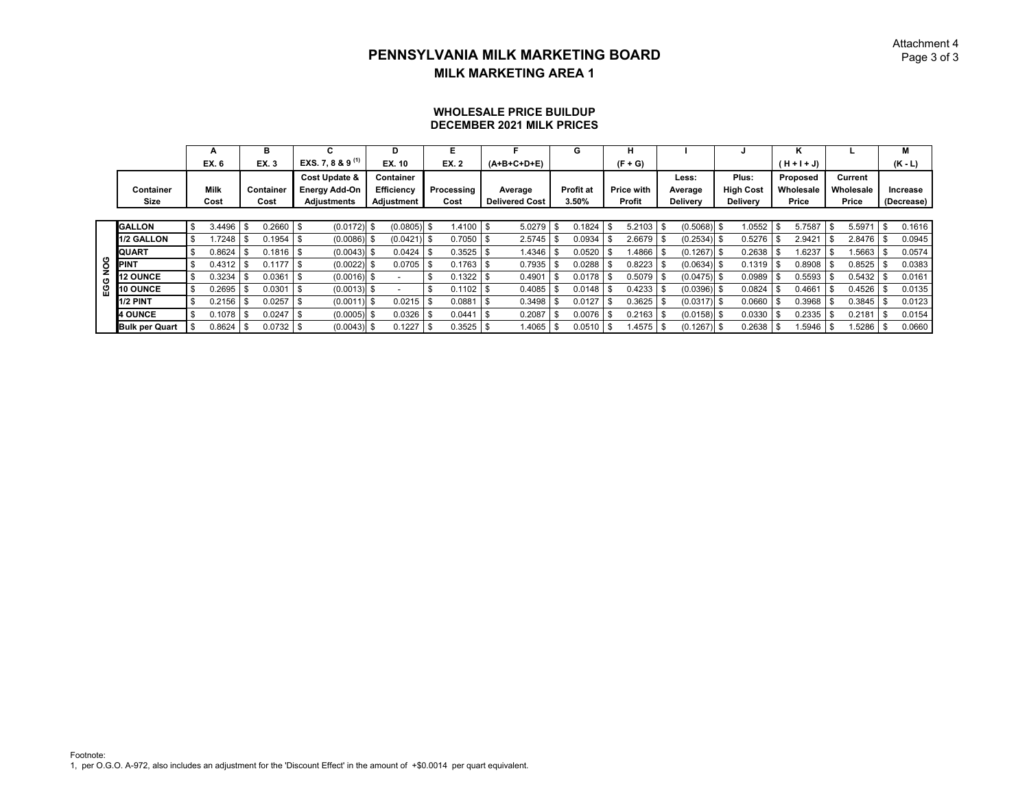Attachment 4

# PENNSYLVANIA MILK MARKETING BOARD

## MILK MARKETING AREA 1

### WHOLESALE PRICE BUILDUP
### DECEMBER 2021 MILK PRICES

| | | A | B | C | D | E | F | G | H | I | J | K | L | M |
|---|---|---|---|---|---|---|---|---|---|---|---|---|---|---|
| | | EX. 6 | EX. 3 | EXS. 7, 8 & 9 (1) | EX. 10 | EX. 2 | (A+B+C+D+E) | | (F + G) | | | ( H + I + J) | | (K - L) |
| | Container Size | Milk Cost | Container Cost | Cost Update & Energy Add-On Adjustments | Container Efficiency Adjustment | Processing Cost | Average Delivered Cost | Profit at 3.50% | Price with Profit | Less: Average Delivery | Plus: High Cost Delivery | Proposed Wholesale Price | Current Wholesale Price | Increase (Decrease) |
| EGG NOG | GALLON | $ 3.4496 | $ 0.2660 | $ (0.0172) | $ (0.0805) | $ 1.4100 | $ 5.0279 | $ 0.1824 | $ 5.2103 | $ (0.5068) | $ 1.0552 | $ 5.7587 | $ 5.5971 | $ 0.1616 |
| | 1/2 GALLON | $ 1.7248 | $ 0.1954 | $ (0.0086) | $ (0.0421) | $ 0.7050 | $ 2.5745 | $ 0.0934 | $ 2.6679 | $ (0.2534) | $ 0.5276 | $ 2.9421 | $ 2.8476 | $ 0.0945 |
| | QUART | $ 0.8624 | $ 0.1816 | $ (0.0043) | $ 0.0424 | $ 0.3525 | $ 1.4346 | $ 0.0520 | $ 1.4866 | $ (0.1267) | $ 0.2638 | $ 1.6237 | $ 1.5663 | $ 0.0574 |
| | PINT | $ 0.4312 | $ 0.1177 | $ (0.0022) | $ 0.0705 | $ 0.1763 | $ 0.7935 | $ 0.0288 | $ 0.8223 | $ (0.0634) | $ 0.1319 | $ 0.8908 | $ 0.8525 | $ 0.0383 |
| | 12 OUNCE | $ 0.3234 | $ 0.0361 | $ (0.0016) | $ - | $ 0.1322 | $ 0.4901 | $ 0.0178 | $ 0.5079 | $ (0.0475) | $ 0.0989 | $ 0.5593 | $ 0.5432 | $ 0.0161 |
| | 10 OUNCE | $ 0.2695 | $ 0.0301 | $ (0.0013) | $ - | $ 0.1102 | $ 0.4085 | $ 0.0148 | $ 0.4233 | $ (0.0396) | $ 0.0824 | $ 0.4661 | $ 0.4526 | $ 0.0135 |
| | 1/2 PINT | $ 0.2156 | $ 0.0257 | $ (0.0011) | $ 0.0215 | $ 0.0881 | $ 0.3498 | $ 0.0127 | $ 0.3625 | $ (0.0317) | $ 0.0660 | $ 0.3968 | $ 0.3845 | $ 0.0123 |
| | 4 OUNCE | $ 0.1078 | $ 0.0247 | $ (0.0005) | $ 0.0326 | $ 0.0441 | $ 0.2087 | $ 0.0076 | $ 0.2163 | $ (0.0158) | $ 0.0330 | $ 0.2335 | $ 0.2181 | $ 0.0154 |
| | Bulk per Quart | $ 0.8624 | $ 0.0732 | $ (0.0043) | $ 0.1227 | $ 0.3525 | $ 1.4065 | $ 0.0510 | $ 1.4575 | $ (0.1267) | $ 0.2638 | $ 1.5946 | $ 1.5286 | $ 0.0660 |

Footnote:
1, per O.G.O. A-972, also includes an adjustment for the 'Discount Effect' in the amount of +$0.0014 per quart equivalent.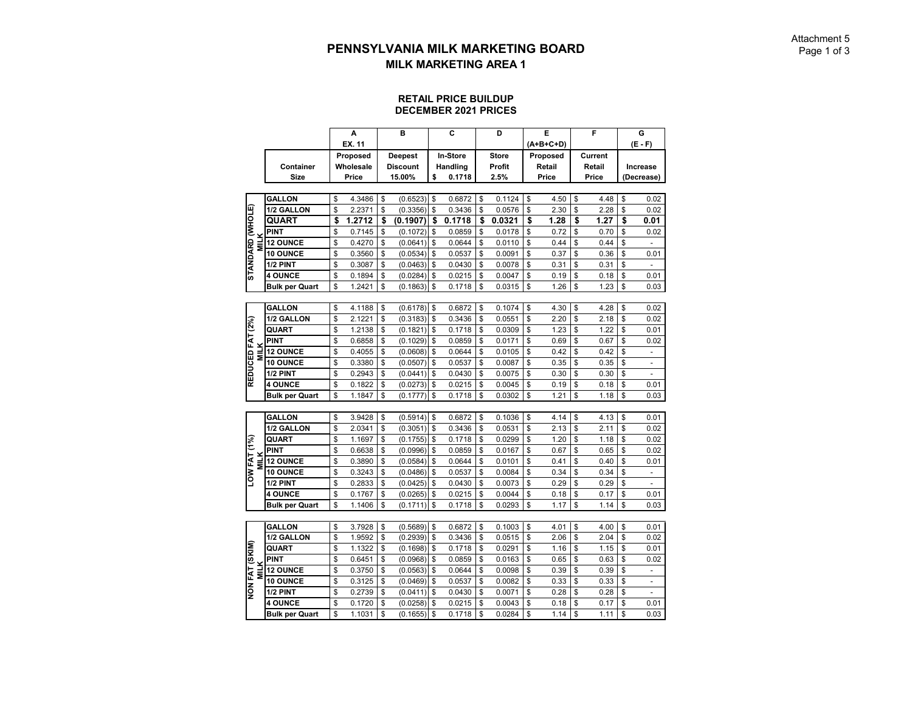# PENNSYLVANIA MILK MARKETING BOARD

## MILK MARKETING AREA 1

### RETAIL PRICE BUILDUP
### DECEMBER 2021 PRICES

| | Container Size | A<br>EX. 11<br>Proposed Wholesale Price | B<br><br>Deepest Discount 15.00% | C<br><br>In-Store Handling $ 0.1718 | D<br><br>Store Profit 2.5% | E<br>(A+B+C+D)<br>Proposed Retail Price | F<br><br>Current Retail Price | G<br>(E - F)<br>Increase (Decrease) |
|---|---|---|---|---|---|---|---|---|
| STANDARD (WHOLE) MILK | GALLON | $ 4.3486 | $ (0.6523) | $ 0.6872 | $ 0.1124 | $ 4.50 | $ 4.48 | $ 0.02 |
| | 1/2 GALLON | $ 2.2371 | $ (0.3356) | $ 0.3436 | $ 0.0576 | $ 2.30 | $ 2.28 | $ 0.02 |
| | **QUART** | **$ 1.2712** | **$ (0.1907)** | **$ 0.1718** | **$ 0.0321** | **$ 1.28** | **$ 1.27** | **$ 0.01** |
| | PINT | $ 0.7145 | $ (0.1072) | $ 0.0859 | $ 0.0178 | $ 0.72 | $ 0.70 | $ 0.02 |
| | 12 OUNCE | $ 0.4270 | $ (0.0641) | $ 0.0644 | $ 0.0110 | $ 0.44 | $ 0.44 | $ - |
| | 10 OUNCE | $ 0.3560 | $ (0.0534) | $ 0.0537 | $ 0.0091 | $ 0.37 | $ 0.36 | $ 0.01 |
| | 1/2 PINT | $ 0.3087 | $ (0.0463) | $ 0.0430 | $ 0.0078 | $ 0.31 | $ 0.31 | $ - |
| | 4 OUNCE | $ 0.1894 | $ (0.0284) | $ 0.0215 | $ 0.0047 | $ 0.19 | $ 0.18 | $ 0.01 |
| | Bulk per Quart | $ 1.2421 | $ (0.1863) | $ 0.1718 | $ 0.0315 | $ 1.26 | $ 1.23 | $ 0.03 |
| REDUCED FAT (2%) MILK | GALLON | $ 4.1188 | $ (0.6178) | $ 0.6872 | $ 0.1074 | $ 4.30 | $ 4.28 | $ 0.02 |
| | 1/2 GALLON | $ 2.1221 | $ (0.3183) | $ 0.3436 | $ 0.0551 | $ 2.20 | $ 2.18 | $ 0.02 |
| | QUART | $ 1.2138 | $ (0.1821) | $ 0.1718 | $ 0.0309 | $ 1.23 | $ 1.22 | $ 0.01 |
| | PINT | $ 0.6858 | $ (0.1029) | $ 0.0859 | $ 0.0171 | $ 0.69 | $ 0.67 | $ 0.02 |
| | 12 OUNCE | $ 0.4055 | $ (0.0608) | $ 0.0644 | $ 0.0105 | $ 0.42 | $ 0.42 | $ - |
| | 10 OUNCE | $ 0.3380 | $ (0.0507) | $ 0.0537 | $ 0.0087 | $ 0.35 | $ 0.35 | $ - |
| | 1/2 PINT | $ 0.2943 | $ (0.0441) | $ 0.0430 | $ 0.0075 | $ 0.30 | $ 0.30 | $ - |
| | 4 OUNCE | $ 0.1822 | $ (0.0273) | $ 0.0215 | $ 0.0045 | $ 0.19 | $ 0.18 | $ 0.01 |
| | Bulk per Quart | $ 1.1847 | $ (0.1777) | $ 0.1718 | $ 0.0302 | $ 1.21 | $ 1.18 | $ 0.03 |
| LOW FAT (1%) MILK | GALLON | $ 3.9428 | $ (0.5914) | $ 0.6872 | $ 0.1036 | $ 4.14 | $ 4.13 | $ 0.01 |
| | 1/2 GALLON | $ 2.0341 | $ (0.3051) | $ 0.3436 | $ 0.0531 | $ 2.13 | $ 2.11 | $ 0.02 |
| | QUART | $ 1.1697 | $ (0.1755) | $ 0.1718 | $ 0.0299 | $ 1.20 | $ 1.18 | $ 0.02 |
| | PINT | $ 0.6638 | $ (0.0996) | $ 0.0859 | $ 0.0167 | $ 0.67 | $ 0.65 | $ 0.02 |
| | 12 OUNCE | $ 0.3890 | $ (0.0584) | $ 0.0644 | $ 0.0101 | $ 0.41 | $ 0.40 | $ 0.01 |
| | 10 OUNCE | $ 0.3243 | $ (0.0486) | $ 0.0537 | $ 0.0084 | $ 0.34 | $ 0.34 | $ - |
| | 1/2 PINT | $ 0.2833 | $ (0.0425) | $ 0.0430 | $ 0.0073 | $ 0.29 | $ 0.29 | $ - |
| | 4 OUNCE | $ 0.1767 | $ (0.0265) | $ 0.0215 | $ 0.0044 | $ 0.18 | $ 0.17 | $ 0.01 |
| | Bulk per Quart | $ 1.1406 | $ (0.1711) | $ 0.1718 | $ 0.0293 | $ 1.17 | $ 1.14 | $ 0.03 |
| NON FAT (SKIM) MILK | GALLON | $ 3.7928 | $ (0.5689) | $ 0.6872 | $ 0.1003 | $ 4.01 | $ 4.00 | $ 0.01 |
| | 1/2 GALLON | $ 1.9592 | $ (0.2939) | $ 0.3436 | $ 0.0515 | $ 2.06 | $ 2.04 | $ 0.02 |
| | QUART | $ 1.1322 | $ (0.1698) | $ 0.1718 | $ 0.0291 | $ 1.16 | $ 1.15 | $ 0.01 |
| | PINT | $ 0.6451 | $ (0.0968) | $ 0.0859 | $ 0.0163 | $ 0.65 | $ 0.63 | $ 0.02 |
| | 12 OUNCE | $ 0.3750 | $ (0.0563) | $ 0.0644 | $ 0.0098 | $ 0.39 | $ 0.39 | $ - |
| | 10 OUNCE | $ 0.3125 | $ (0.0469) | $ 0.0537 | $ 0.0082 | $ 0.33 | $ 0.33 | $ - |
| | 1/2 PINT | $ 0.2739 | $ (0.0411) | $ 0.0430 | $ 0.0071 | $ 0.28 | $ 0.28 | $ - |
| | 4 OUNCE | $ 0.1720 | $ (0.0258) | $ 0.0215 | $ 0.0043 | $ 0.18 | $ 0.17 | $ 0.01 |
| | Bulk per Quart | $ 1.1031 | $ (0.1655) | $ 0.1718 | $ 0.0284 | $ 1.14 | $ 1.11 | $ 0.03 |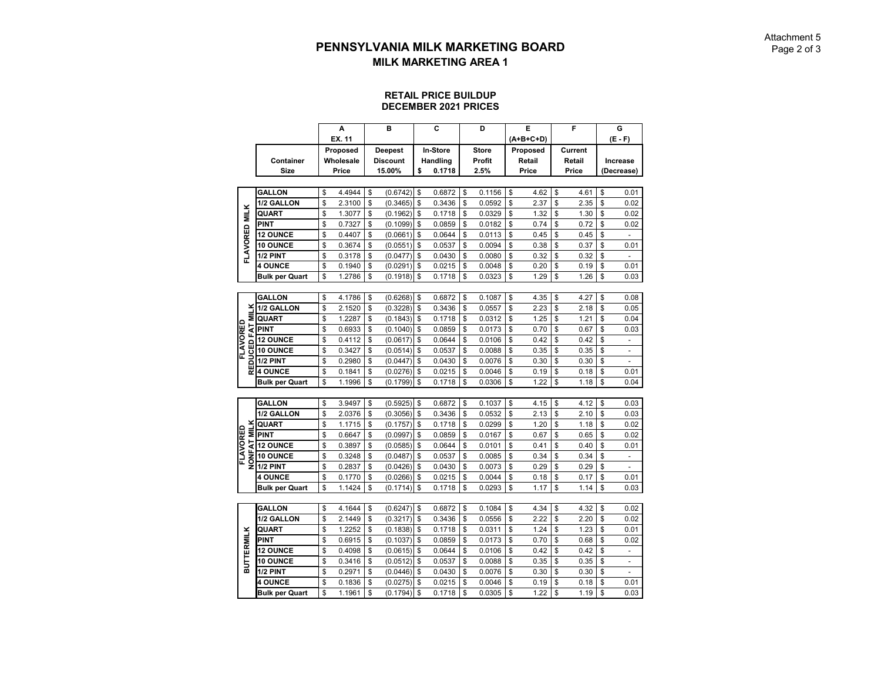# PENNSYLVANIA MILK MARKETING BOARD

## MILK MARKETING AREA 1

### RETAIL PRICE BUILDUP
### DECEMBER 2021 PRICES

| | Container Size | A<br>EX. 11<br>Proposed Wholesale Price | B<br>Deepest Discount 15.00% | C<br>In-Store Handling $ 0.1718 | D<br>Store Profit 2.5% | E<br>(A+B+C+D)<br>Proposed Retail Price | F<br>Current Retail Price | G<br>(E - F)<br>Increase (Decrease) |
|---|---|---|---|---|---|---|---|---|
| FLAVORED MILK | GALLON | $ 4.4944 | $ (0.6742) | $ 0.6872 | $ 0.1156 | $ 4.62 | $ 4.61 | $ 0.01 |
| | 1/2 GALLON | $ 2.3100 | $ (0.3465) | $ 0.3436 | $ 0.0592 | $ 2.37 | $ 2.35 | $ 0.02 |
| | QUART | $ 1.3077 | $ (0.1962) | $ 0.1718 | $ 0.0329 | $ 1.32 | $ 1.30 | $ 0.02 |
| | PINT | $ 0.7327 | $ (0.1099) | $ 0.0859 | $ 0.0182 | $ 0.74 | $ 0.72 | $ 0.02 |
| | 12 OUNCE | $ 0.4407 | $ (0.0661) | $ 0.0644 | $ 0.0113 | $ 0.45 | $ 0.45 | $ - |
| | 10 OUNCE | $ 0.3674 | $ (0.0551) | $ 0.0537 | $ 0.0094 | $ 0.38 | $ 0.37 | $ 0.01 |
| | 1/2 PINT | $ 0.3178 | $ (0.0477) | $ 0.0430 | $ 0.0080 | $ 0.32 | $ 0.32 | $ - |
| | 4 OUNCE | $ 0.1940 | $ (0.0291) | $ 0.0215 | $ 0.0048 | $ 0.20 | $ 0.19 | $ 0.01 |
| | Bulk per Quart | $ 1.2786 | $ (0.1918) | $ 0.1718 | $ 0.0323 | $ 1.29 | $ 1.26 | $ 0.03 |
| FLAVORED REDUCED FAT MILK | GALLON | $ 4.1786 | $ (0.6268) | $ 0.6872 | $ 0.1087 | $ 4.35 | $ 4.27 | $ 0.08 |
| | 1/2 GALLON | $ 2.1520 | $ (0.3228) | $ 0.3436 | $ 0.0557 | $ 2.23 | $ 2.18 | $ 0.05 |
| | QUART | $ 1.2287 | $ (0.1843) | $ 0.1718 | $ 0.0312 | $ 1.25 | $ 1.21 | $ 0.04 |
| | PINT | $ 0.6933 | $ (0.1040) | $ 0.0859 | $ 0.0173 | $ 0.70 | $ 0.67 | $ 0.03 |
| | 12 OUNCE | $ 0.4112 | $ (0.0617) | $ 0.0644 | $ 0.0106 | $ 0.42 | $ 0.42 | $ - |
| | 10 OUNCE | $ 0.3427 | $ (0.0514) | $ 0.0537 | $ 0.0088 | $ 0.35 | $ 0.35 | $ - |
| | 1/2 PINT | $ 0.2980 | $ (0.0447) | $ 0.0430 | $ 0.0076 | $ 0.30 | $ 0.30 | $ - |
| | 4 OUNCE | $ 0.1841 | $ (0.0276) | $ 0.0215 | $ 0.0046 | $ 0.19 | $ 0.18 | $ 0.01 |
| | Bulk per Quart | $ 1.1996 | $ (0.1799) | $ 0.1718 | $ 0.0306 | $ 1.22 | $ 1.18 | $ 0.04 |
| FLAVORED NONFAT MILK | GALLON | $ 3.9497 | $ (0.5925) | $ 0.6872 | $ 0.1037 | $ 4.15 | $ 4.12 | $ 0.03 |
| | 1/2 GALLON | $ 2.0376 | $ (0.3056) | $ 0.3436 | $ 0.0532 | $ 2.13 | $ 2.10 | $ 0.03 |
| | QUART | $ 1.1715 | $ (0.1757) | $ 0.1718 | $ 0.0299 | $ 1.20 | $ 1.18 | $ 0.02 |
| | PINT | $ 0.6647 | $ (0.0997) | $ 0.0859 | $ 0.0167 | $ 0.67 | $ 0.65 | $ 0.02 |
| | 12 OUNCE | $ 0.3897 | $ (0.0585) | $ 0.0644 | $ 0.0101 | $ 0.41 | $ 0.40 | $ 0.01 |
| | 10 OUNCE | $ 0.3248 | $ (0.0487) | $ 0.0537 | $ 0.0085 | $ 0.34 | $ 0.34 | $ - |
| | 1/2 PINT | $ 0.2837 | $ (0.0426) | $ 0.0430 | $ 0.0073 | $ 0.29 | $ 0.29 | $ - |
| | 4 OUNCE | $ 0.1770 | $ (0.0266) | $ 0.0215 | $ 0.0044 | $ 0.18 | $ 0.17 | $ 0.01 |
| | Bulk per Quart | $ 1.1424 | $ (0.1714) | $ 0.1718 | $ 0.0293 | $ 1.17 | $ 1.14 | $ 0.03 |
| BUTTERMILK | GALLON | $ 4.1644 | $ (0.6247) | $ 0.6872 | $ 0.1084 | $ 4.34 | $ 4.32 | $ 0.02 |
| | 1/2 GALLON | $ 2.1449 | $ (0.3217) | $ 0.3436 | $ 0.0556 | $ 2.22 | $ 2.20 | $ 0.02 |
| | QUART | $ 1.2252 | $ (0.1838) | $ 0.1718 | $ 0.0311 | $ 1.24 | $ 1.23 | $ 0.01 |
| | PINT | $ 0.6915 | $ (0.1037) | $ 0.0859 | $ 0.0173 | $ 0.70 | $ 0.68 | $ 0.02 |
| | 12 OUNCE | $ 0.4098 | $ (0.0615) | $ 0.0644 | $ 0.0106 | $ 0.42 | $ 0.42 | $ - |
| | 10 OUNCE | $ 0.3416 | $ (0.0512) | $ 0.0537 | $ 0.0088 | $ 0.35 | $ 0.35 | $ - |
| | 1/2 PINT | $ 0.2971 | $ (0.0446) | $ 0.0430 | $ 0.0076 | $ 0.30 | $ 0.30 | $ - |
| | 4 OUNCE | $ 0.1836 | $ (0.0275) | $ 0.0215 | $ 0.0046 | $ 0.19 | $ 0.18 | $ 0.01 |
| | Bulk per Quart | $ 1.1961 | $ (0.1794) | $ 0.1718 | $ 0.0305 | $ 1.22 | $ 1.19 | $ 0.03 |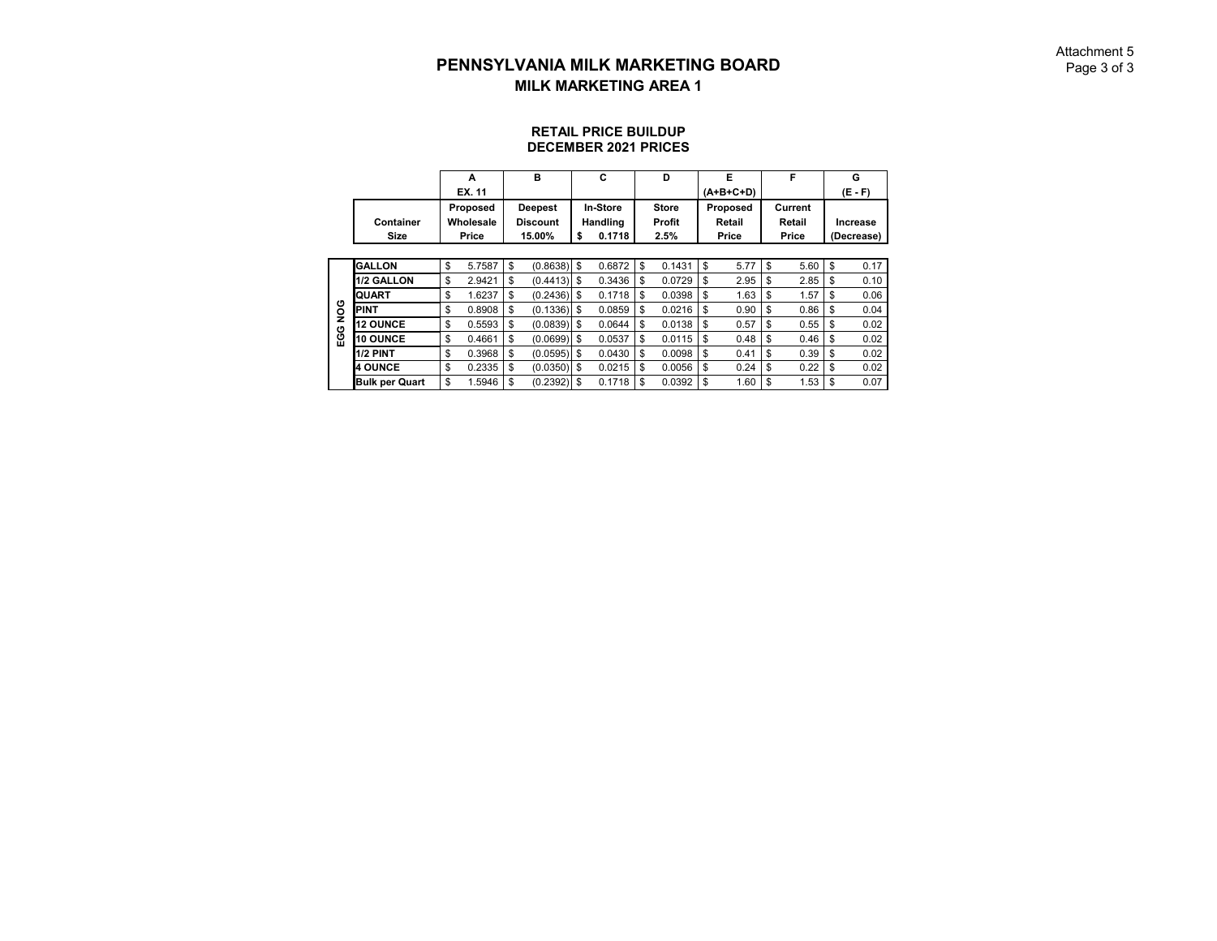Attachment 5
Page 3 of 3

# PENNSYLVANIA MILK MARKETING BOARD

## MILK MARKETING AREA 1

### RETAIL PRICE BUILDUP
### DECEMBER 2021 PRICES

| | | A | B | C | D | E | F | G |
|---|---|---|---|---|---|---|---|---|
| | | EX. 11 | | | | (A+B+C+D) | | (E - F) |
| | Container Size | Proposed Wholesale Price | Deepest Discount 15.00% | In-Store Handling $ 0.1718 | Store Profit 2.5% | Proposed Retail Price | Current Retail Price | Increase (Decrease) |
| EGG NOG | GALLON | $ 5.7587 | $ (0.8638) | $ 0.6872 | $ 0.1431 | $ 5.77 | $ 5.60 | $ 0.17 |
| | 1/2 GALLON | $ 2.9421 | $ (0.4413) | $ 0.3436 | $ 0.0729 | $ 2.95 | $ 2.85 | $ 0.10 |
| | QUART | $ 1.6237 | $ (0.2436) | $ 0.1718 | $ 0.0398 | $ 1.63 | $ 1.57 | $ 0.06 |
| | PINT | $ 0.8908 | $ (0.1336) | $ 0.0859 | $ 0.0216 | $ 0.90 | $ 0.86 | $ 0.04 |
| | 12 OUNCE | $ 0.5593 | $ (0.0839) | $ 0.0644 | $ 0.0138 | $ 0.57 | $ 0.55 | $ 0.02 |
| | 10 OUNCE | $ 0.4661 | $ (0.0699) | $ 0.0537 | $ 0.0115 | $ 0.48 | $ 0.46 | $ 0.02 |
| | 1/2 PINT | $ 0.3968 | $ (0.0595) | $ 0.0430 | $ 0.0098 | $ 0.41 | $ 0.39 | $ 0.02 |
| | 4 OUNCE | $ 0.2335 | $ (0.0350) | $ 0.0215 | $ 0.0056 | $ 0.24 | $ 0.22 | $ 0.02 |
| | Bulk per Quart | $ 1.5946 | $ (0.2392) | $ 0.1718 | $ 0.0392 | $ 1.60 | $ 1.53 | $ 0.07 |